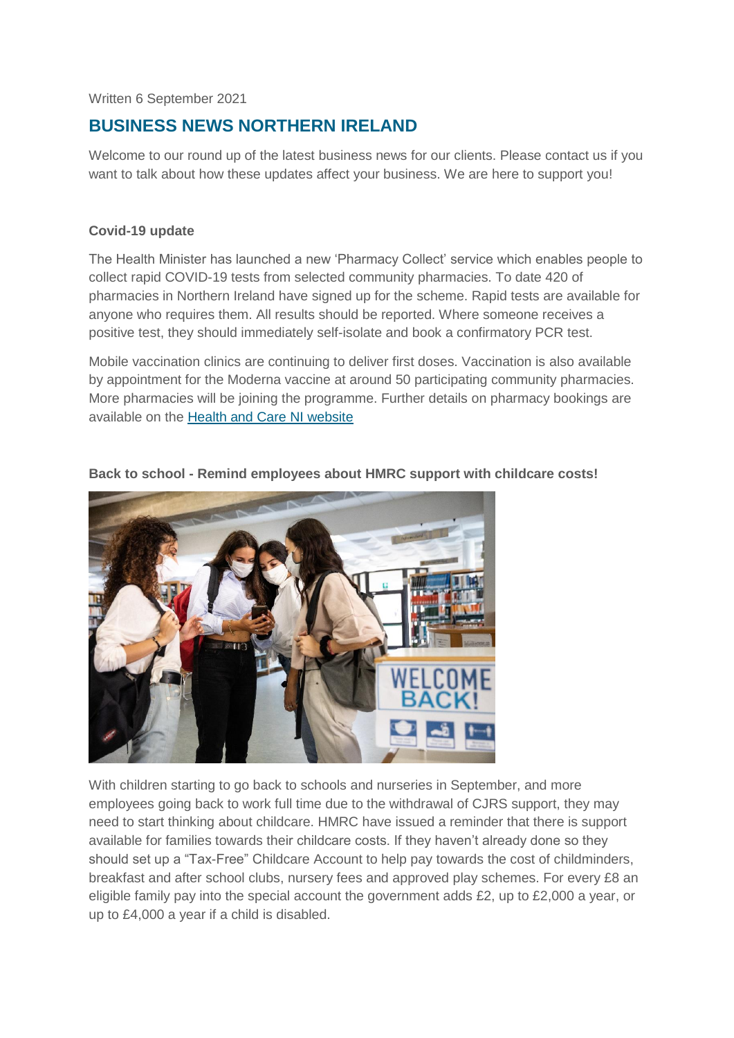Written 6 September 2021

# BUSINESS NEWS NORTHERN IRELAND

Welcome to our round up of the latest business news for our clients. Please contact us if you want to talk about how these updates affect your business. We are here to support you!

**Covid-19 update**

The Health Minister has launched a new 'Pharmacy Collect' service which enables people to collect rapid COVID-19 tests from selected community pharmacies. To date 420 of pharmacies in Northern Ireland have signed up for the scheme. Rapid tests are available for anyone who requires them. All results should be reported. Where someone receives a positive test, they should immediately self-isolate and book a confirmatory PCR test.

Mobile vaccination clinics are continuing to deliver first doses. Vaccination is also available by appointment for the Moderna vaccine at around 50 participating community pharmacies. More pharmacies will be joining the programme. Further details on pharmacy bookings are available on the [Health and Care NI website]

**Back to school - Remind employees about HMRC support with childcare costs!**

With children starting to go back to schools and nurseries in September, and more employees going back to work full time due to the withdrawal of CJRS support, they may need to start thinking about childcare. HMRC have issued a reminder that there is support available for families towards their childcare costs. If they haven't already done so they should set up a "Tax-Free" Childcare Account to help pay towards the cost of childminders, breakfast and after school clubs, nursery fees and approved play schemes. For every £8 an eligible family pay into the special account the government adds £2, up to £2,000 a year, or up to £4,000 a year if a child is disabled.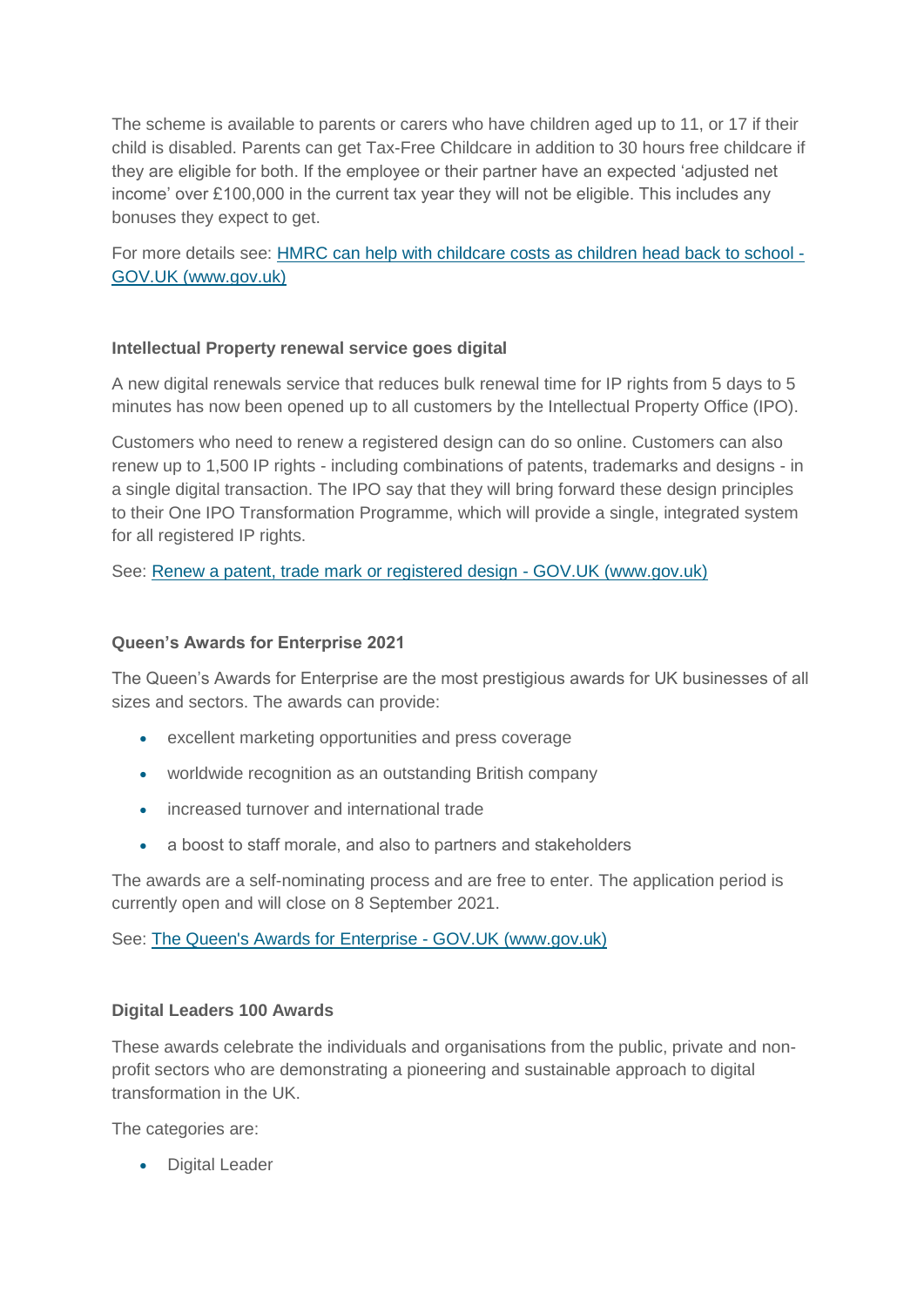The scheme is available to parents or carers who have children aged up to 11, or 17 if their child is disabled. Parents can get Tax-Free Childcare in addition to 30 hours free childcare if they are eligible for both. If the employee or their partner have an expected 'adjusted net income' over £100,000 in the current tax year they will not be eligible. This includes any bonuses they expect to get.

For more details see: [HMRC can help with childcare costs as children head back to school - GOV.UK (www.gov.uk)]()

### Intellectual Property renewal service goes digital

A new digital renewals service that reduces bulk renewal time for IP rights from 5 days to 5 minutes has now been opened up to all customers by the Intellectual Property Office (IPO).

Customers who need to renew a registered design can do so online. Customers can also renew up to 1,500 IP rights - including combinations of patents, trademarks and designs - in a single digital transaction. The IPO say that they will bring forward these design principles to their One IPO Transformation Programme, which will provide a single, integrated system for all registered IP rights.

See: [Renew a patent, trade mark or registered design - GOV.UK (www.gov.uk)]()

### Queen's Awards for Enterprise 2021

The Queen's Awards for Enterprise are the most prestigious awards for UK businesses of all sizes and sectors. The awards can provide:

- excellent marketing opportunities and press coverage
- worldwide recognition as an outstanding British company
- increased turnover and international trade
- a boost to staff morale, and also to partners and stakeholders

The awards are a self-nominating process and are free to enter. The application period is currently open and will close on 8 September 2021.

See: [The Queen's Awards for Enterprise - GOV.UK (www.gov.uk)]()

### Digital Leaders 100 Awards

These awards celebrate the individuals and organisations from the public, private and non-profit sectors who are demonstrating a pioneering and sustainable approach to digital transformation in the UK.

The categories are:

- Digital Leader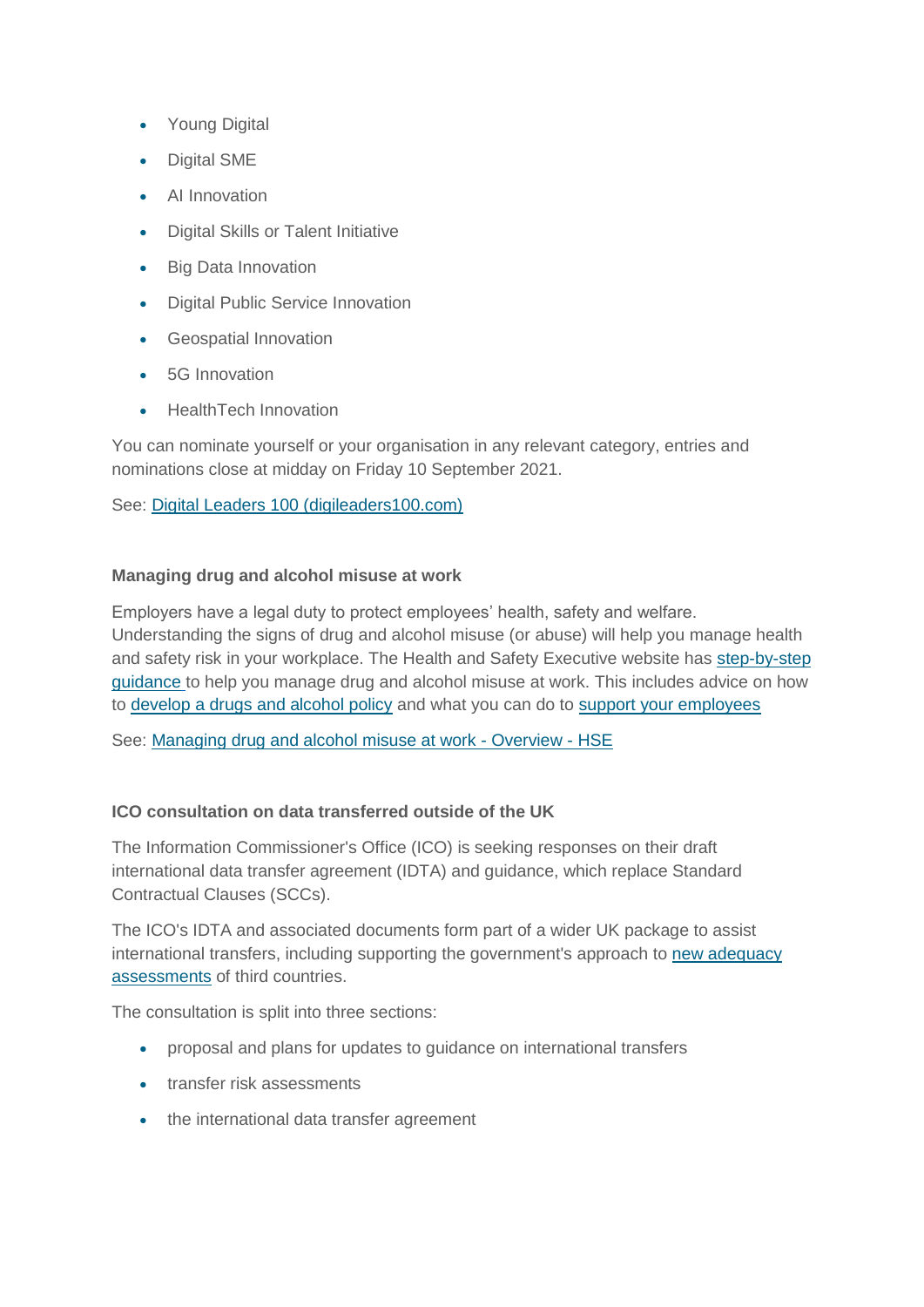- Young Digital
- Digital SME
- AI Innovation
- Digital Skills or Talent Initiative
- Big Data Innovation
- Digital Public Service Innovation
- Geospatial Innovation
- 5G Innovation
- HealthTech Innovation

You can nominate yourself or your organisation in any relevant category, entries and nominations close at midday on Friday 10 September 2021.

See: Digital Leaders 100 (digileaders100.com)

**Managing drug and alcohol misuse at work**

Employers have a legal duty to protect employees' health, safety and welfare. Understanding the signs of drug and alcohol misuse (or abuse) will help you manage health and safety risk in your workplace. The Health and Safety Executive website has step-by-step guidance to help you manage drug and alcohol misuse at work. This includes advice on how to develop a drugs and alcohol policy and what you can do to support your employees

See: Managing drug and alcohol misuse at work - Overview - HSE

**ICO consultation on data transferred outside of the UK**

The Information Commissioner's Office (ICO) is seeking responses on their draft international data transfer agreement (IDTA) and guidance, which replace Standard Contractual Clauses (SCCs).

The ICO's IDTA and associated documents form part of a wider UK package to assist international transfers, including supporting the government's approach to new adequacy assessments of third countries.

The consultation is split into three sections:

- proposal and plans for updates to guidance on international transfers
- transfer risk assessments
- the international data transfer agreement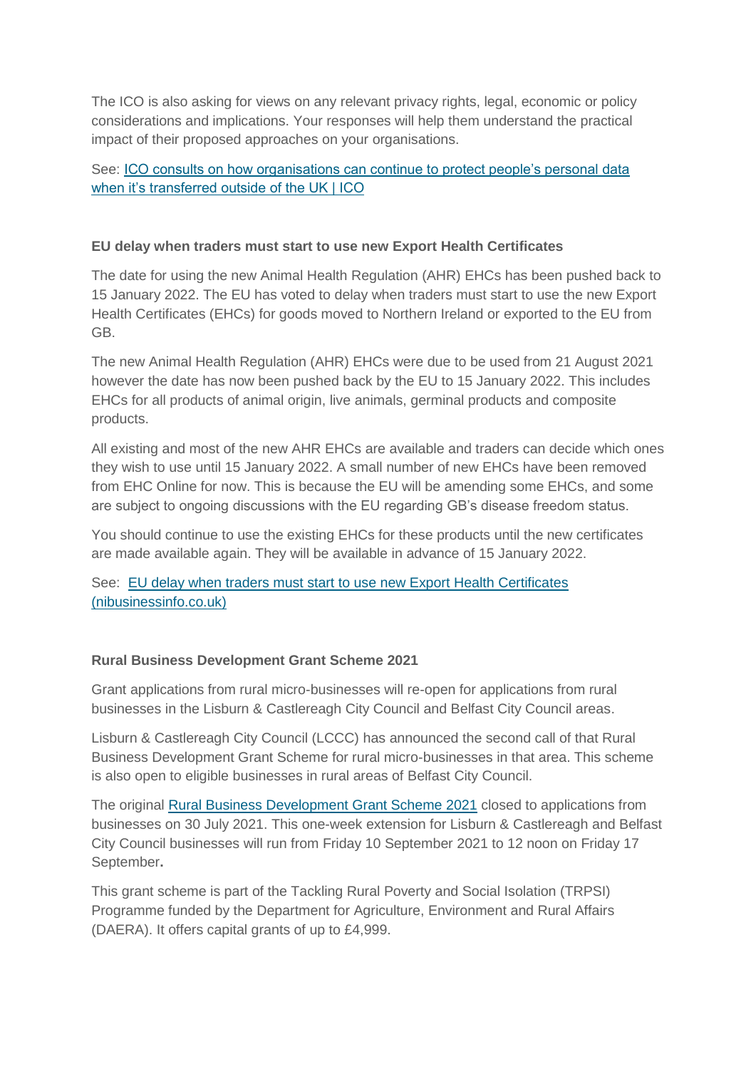The ICO is also asking for views on any relevant privacy rights, legal, economic or policy considerations and implications. Your responses will help them understand the practical impact of their proposed approaches on your organisations.

See: [ICO consults on how organisations can continue to protect people's personal data when it's transferred outside of the UK | ICO]

### EU delay when traders must start to use new Export Health Certificates

The date for using the new Animal Health Regulation (AHR) EHCs has been pushed back to 15 January 2022. The EU has voted to delay when traders must start to use the new Export Health Certificates (EHCs) for goods moved to Northern Ireland or exported to the EU from GB.

The new Animal Health Regulation (AHR) EHCs were due to be used from 21 August 2021 however the date has now been pushed back by the EU to 15 January 2022. This includes EHCs for all products of animal origin, live animals, germinal products and composite products.

All existing and most of the new AHR EHCs are available and traders can decide which ones they wish to use until 15 January 2022. A small number of new EHCs have been removed from EHC Online for now. This is because the EU will be amending some EHCs, and some are subject to ongoing discussions with the EU regarding GB's disease freedom status.

You should continue to use the existing EHCs for these products until the new certificates are made available again. They will be available in advance of 15 January 2022.

See: [EU delay when traders must start to use new Export Health Certificates (nibusinessinfo.co.uk)]

### Rural Business Development Grant Scheme 2021

Grant applications from rural micro-businesses will re-open for applications from rural businesses in the Lisburn & Castlereagh City Council and Belfast City Council areas.

Lisburn & Castlereagh City Council (LCCC) has announced the second call of that Rural Business Development Grant Scheme for rural micro-businesses in that area. This scheme is also open to eligible businesses in rural areas of Belfast City Council.

The original [Rural Business Development Grant Scheme 2021] closed to applications from businesses on 30 July 2021. This one-week extension for Lisburn & Castlereagh and Belfast City Council businesses will run from Friday 10 September 2021 to 12 noon on Friday 17 September**.**

This grant scheme is part of the Tackling Rural Poverty and Social Isolation (TRPSI) Programme funded by the Department for Agriculture, Environment and Rural Affairs (DAERA). It offers capital grants of up to £4,999.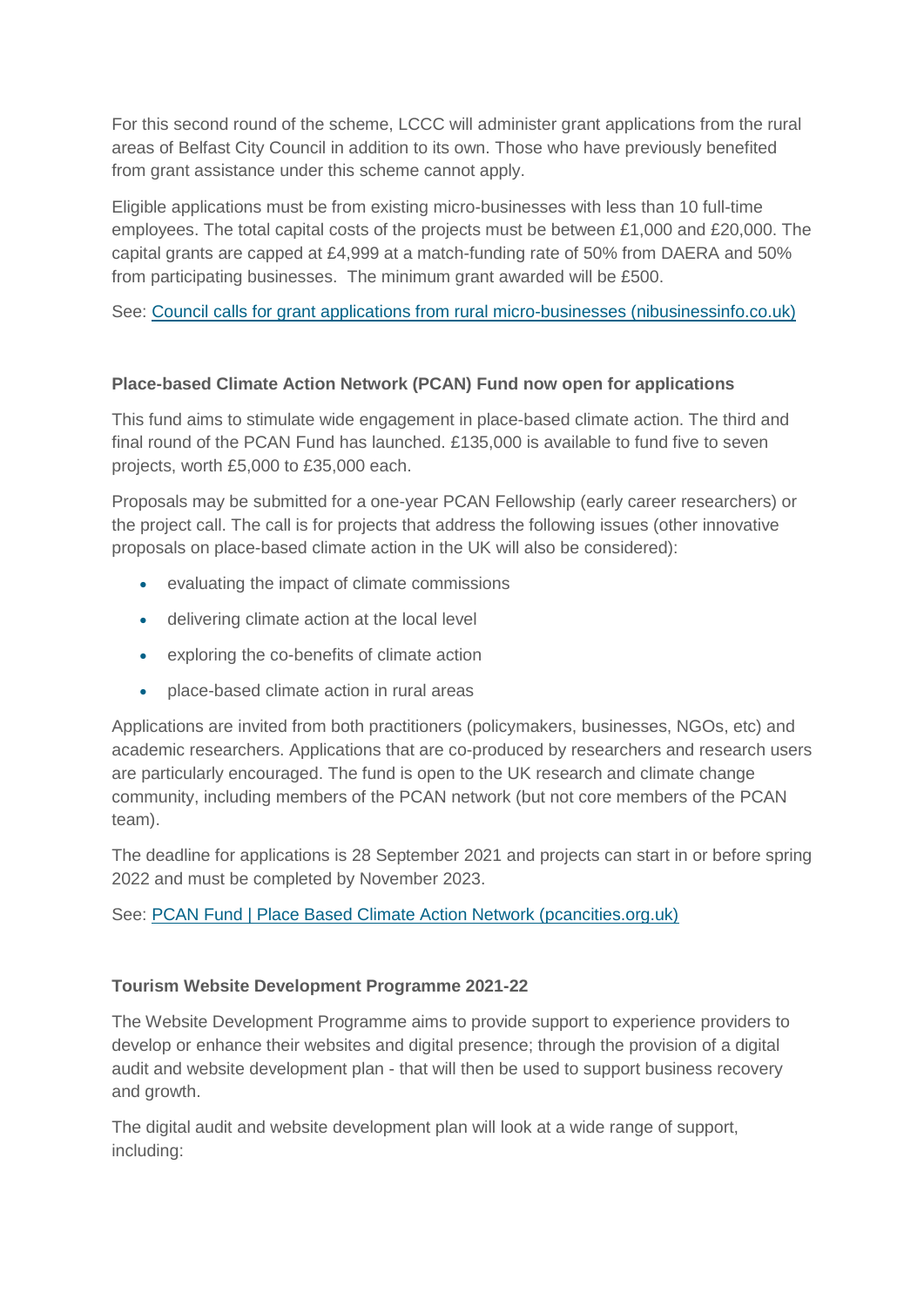For this second round of the scheme, LCCC will administer grant applications from the rural areas of Belfast City Council in addition to its own. Those who have previously benefited from grant assistance under this scheme cannot apply.

Eligible applications must be from existing micro-businesses with less than 10 full-time employees. The total capital costs of the projects must be between £1,000 and £20,000. The capital grants are capped at £4,999 at a match-funding rate of 50% from DAERA and 50% from participating businesses. The minimum grant awarded will be £500.

See: [Council calls for grant applications from rural micro-businesses (nibusinessinfo.co.uk)]()

**Place-based Climate Action Network (PCAN) Fund now open for applications**

This fund aims to stimulate wide engagement in place-based climate action. The third and final round of the PCAN Fund has launched. £135,000 is available to fund five to seven projects, worth £5,000 to £35,000 each.

Proposals may be submitted for a one-year PCAN Fellowship (early career researchers) or the project call. The call is for projects that address the following issues (other innovative proposals on place-based climate action in the UK will also be considered):

- evaluating the impact of climate commissions
- delivering climate action at the local level
- exploring the co-benefits of climate action
- place-based climate action in rural areas

Applications are invited from both practitioners (policymakers, businesses, NGOs, etc) and academic researchers. Applications that are co-produced by researchers and research users are particularly encouraged. The fund is open to the UK research and climate change community, including members of the PCAN network (but not core members of the PCAN team).

The deadline for applications is 28 September 2021 and projects can start in or before spring 2022 and must be completed by November 2023.

See: [PCAN Fund | Place Based Climate Action Network (pcancities.org.uk)]()

**Tourism Website Development Programme 2021-22**

The Website Development Programme aims to provide support to experience providers to develop or enhance their websites and digital presence; through the provision of a digital audit and website development plan - that will then be used to support business recovery and growth.

The digital audit and website development plan will look at a wide range of support, including: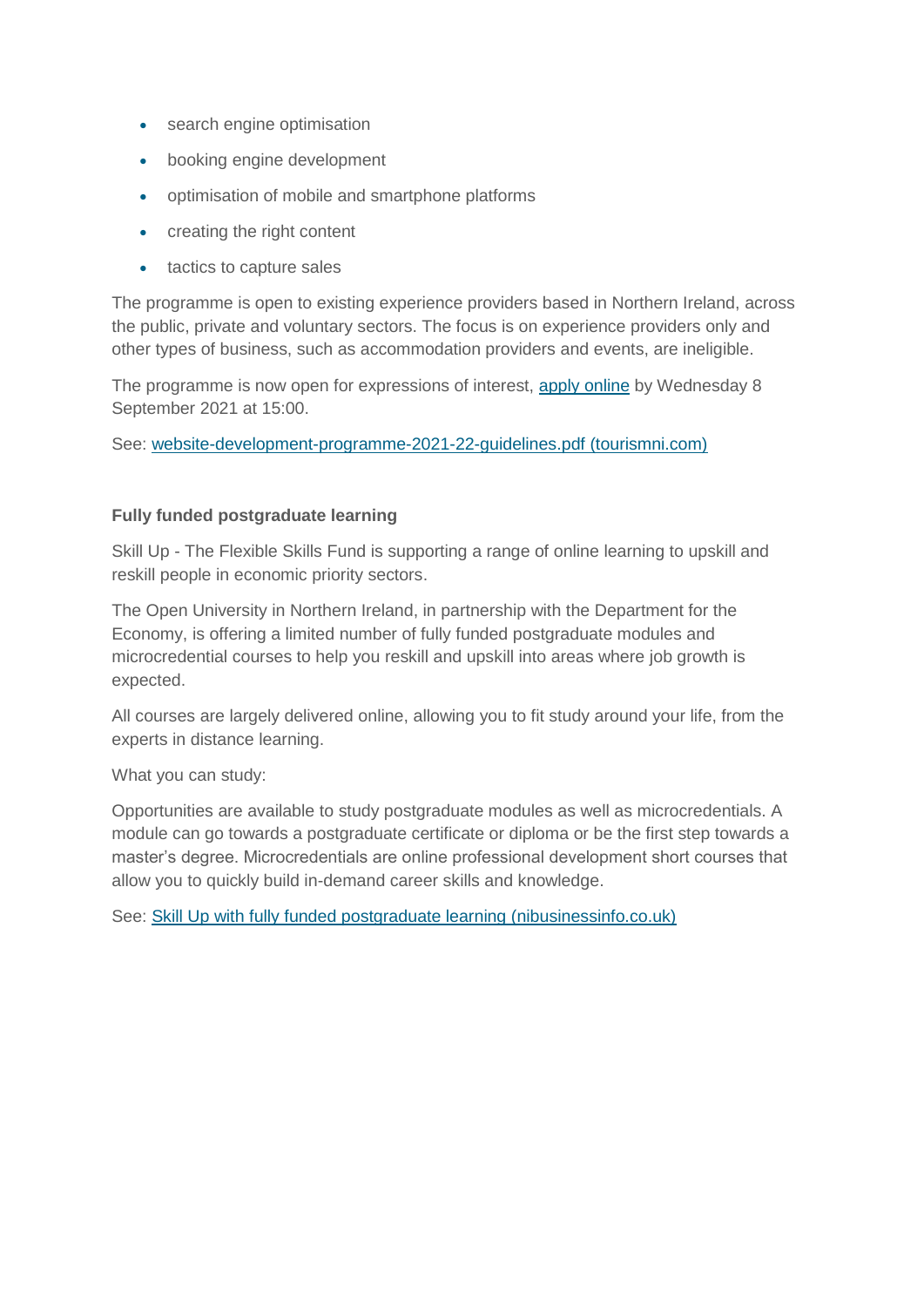- search engine optimisation
- booking engine development
- optimisation of mobile and smartphone platforms
- creating the right content
- tactics to capture sales

The programme is open to existing experience providers based in Northern Ireland, across the public, private and voluntary sectors. The focus is on experience providers only and other types of business, such as accommodation providers and events, are ineligible.

The programme is now open for expressions of interest, apply online by Wednesday 8 September 2021 at 15:00.

See: website-development-programme-2021-22-guidelines.pdf (tourismni.com)

**Fully funded postgraduate learning**

Skill Up - The Flexible Skills Fund is supporting a range of online learning to upskill and reskill people in economic priority sectors.

The Open University in Northern Ireland, in partnership with the Department for the Economy, is offering a limited number of fully funded postgraduate modules and microcredential courses to help you reskill and upskill into areas where job growth is expected.

All courses are largely delivered online, allowing you to fit study around your life, from the experts in distance learning.

What you can study:

Opportunities are available to study postgraduate modules as well as microcredentials. A module can go towards a postgraduate certificate or diploma or be the first step towards a master's degree. Microcredentials are online professional development short courses that allow you to quickly build in-demand career skills and knowledge.

See: Skill Up with fully funded postgraduate learning (nibusinessinfo.co.uk)